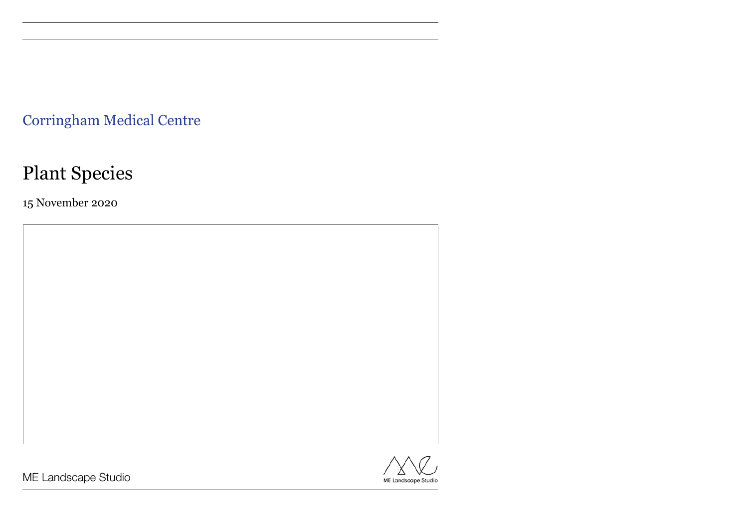Corringham Medical Centre

# Plant Species

15 November 2020

ME Landscape Studio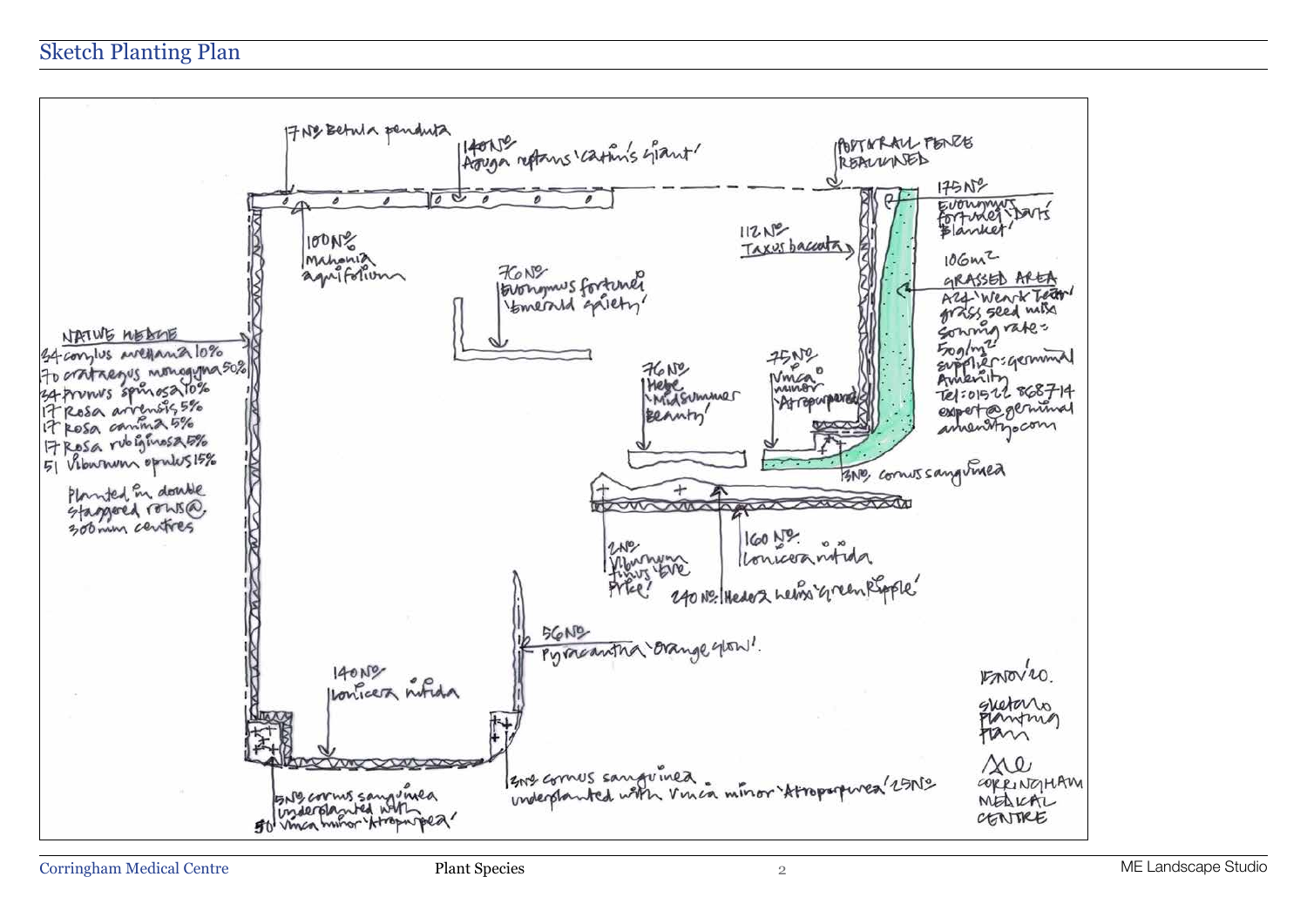# Sketch Planting Plan

7 Nº Betula pendula

140 Nº Ajuga reptans 'Catlin's Giant'

POST & RAIL FENCE REALIGNED

175 Nº Euonymus fortunei 'Dart's Blanket'

100 Nº Mahonia aquifolium

112 Nº Taxus baccata

106m² GRASSED AREA A24 'Wear & Tear' grass seed mix sowing rate = 50g/m² supplier: germinal Amenity Tel: 01522 868714 expert@germinalamenity.com

70 Nº Euonymus fortunei 'Emerald Gaiety'

NATIVE HEDGE
34 Corylus avellana 10%
170 Crataegus monogyna 50%
34 Prunus spinosa 10%
17 Rosa arvensis 5%
17 Rosa canina 5%
17 Rosa rubiginosa 5%
51 Viburnum opulus 15%

Planted in double staggered rows @ 300mm centres

76 Nº Hebe 'Midsummer Beauty'

75 Nº Vinca minor 'Atropurpurea'

3 Nº Cornus sanguinea

2 Nº Viburnum tinus 'Eve Price'

160 Nº Lonicera nitida

240 Nº Hedera helix 'Green Ripple'

56 Nº Pyracantha 'Orange Glow'

140 Nº Lonicera nitida

3 Nº Cornus sanguinea underplanted with Vinca minor 'Atropurpurea' 25 Nº

5 Nº Cornus sanguinea underplanted with 50 Vinca minor 'Atropurpurea'

15 Nov '20.
Sketch Planting Plan

ME
CORRINGHAM MEDICAL CENTRE

Corringham Medical Centre | Plant Species | ME Landscape Studio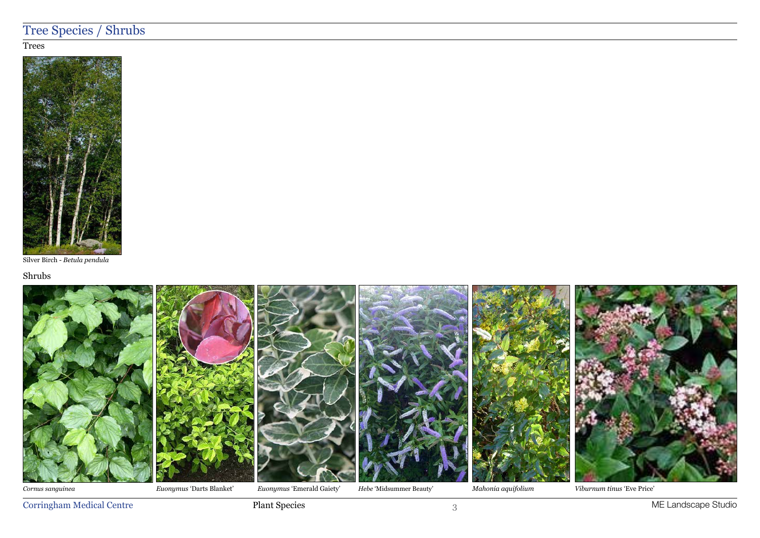# Tree Species / Shrubs

## Trees

Silver Birch - *Betula pendula*

## Shrubs

*Cornus sanguinea*

*Euonymus* 'Darts Blanket'

*Euonymus* 'Emerald Gaiety'

*Hebe* 'Midsummer Beauty'

*Mahonia aquifolium*

*Viburnum tinus* 'Eve Price'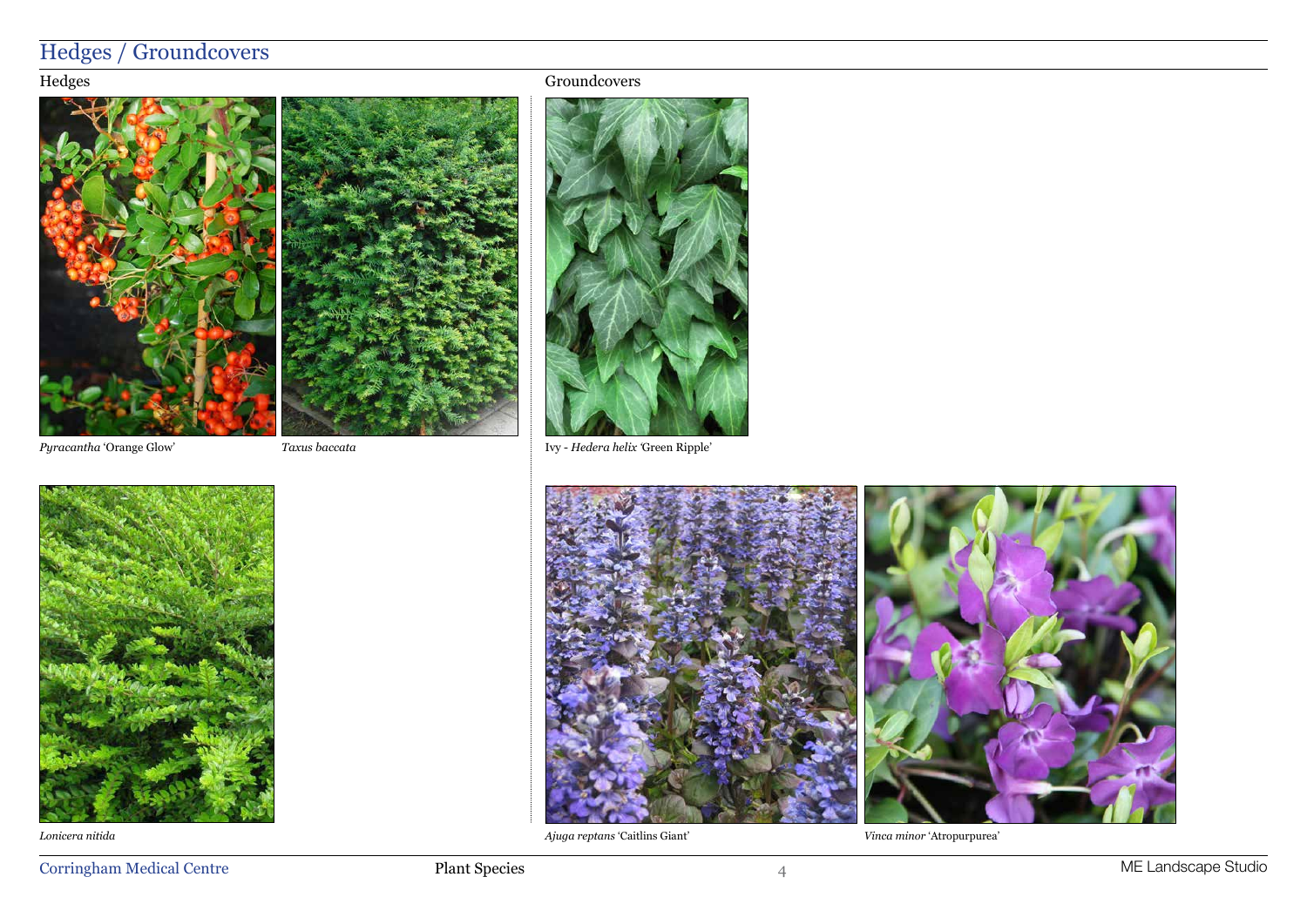# Hedges / Groundcovers

## Hedges

*Pyracantha* 'Orange Glow'

*Taxus baccata*

*Lonicera nitida*

## Groundcovers

Ivy - *Hedera helix* 'Green Ripple'

*Ajuga reptans* 'Caitlins Giant'

*Vinca minor* 'Atropurpurea'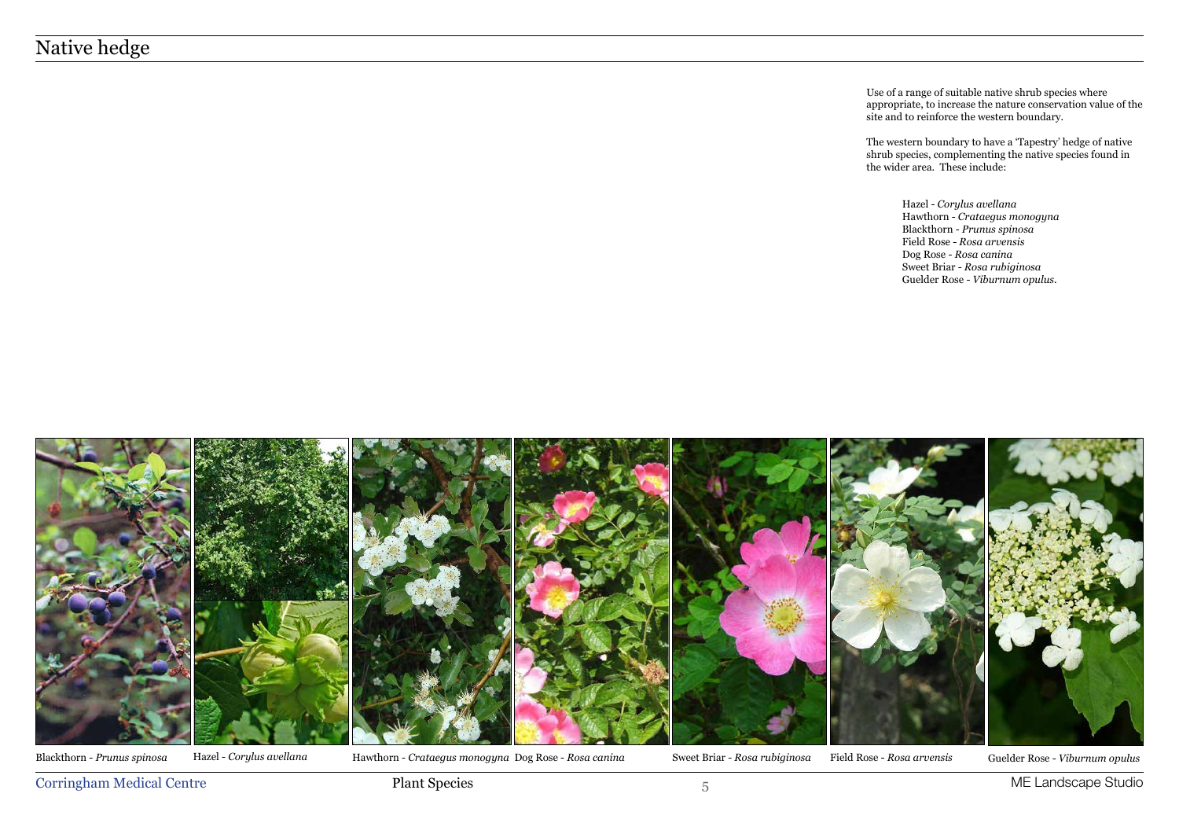# Native hedge

Use of a range of suitable native shrub species where appropriate, to increase the nature conservation value of the site and to reinforce the western boundary.

The western boundary to have a 'Tapestry' hedge of native shrub species, complementing the native species found in the wider area. These include:

- Hazel - *Corylus avellana*
- Hawthorn - *Crataegus monogyna*
- Blackthorn - *Prunus spinosa*
- Field Rose - *Rosa arvensis*
- Dog Rose - *Rosa canina*
- Sweet Briar - *Rosa rubiginosa*
- Guelder Rose - *Viburnum opulus*.

Blackthorn - *Prunus spinosa*

Hazel - *Corylus avellana*

Hawthorn - *Crataegus monogyna*

Dog Rose - *Rosa canina*

Sweet Briar - *Rosa rubiginosa*

Field Rose - *Rosa arvensis*

Guelder Rose - *Viburnum opulus*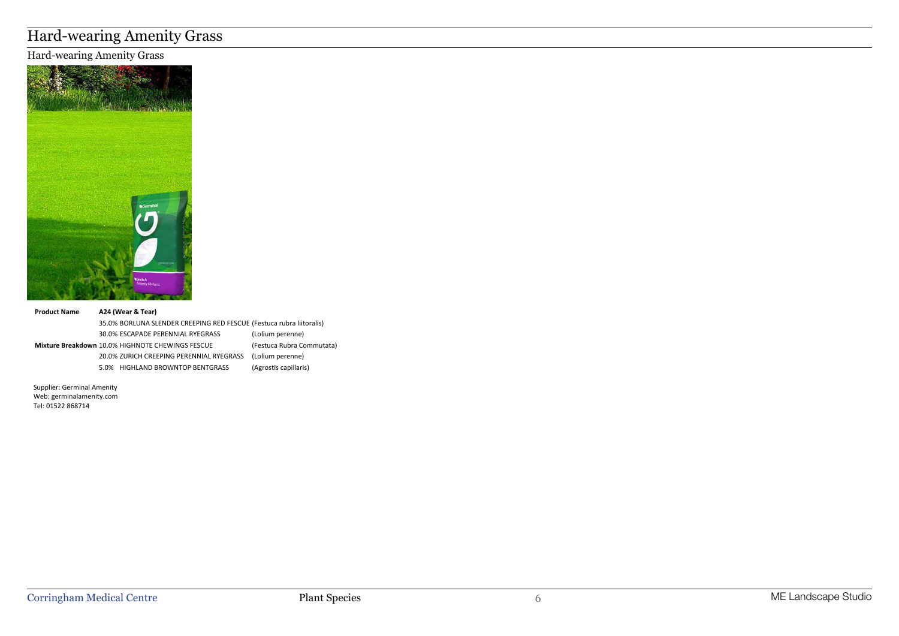# Hard-wearing Amenity Grass

## Hard-wearing Amenity Grass

| | | |
|---|---|---|
| **Product Name** | **A24 (Wear & Tear)** | |
| | 35.0% BORLUNA SLENDER CREEPING RED FESCUE | (Festuca rubra liitoralis) |
| | 30.0% ESCAPADE PERENNIAL RYEGRASS | (Lolium perenne) |
| **Mixture Breakdown** | 10.0% HIGHNOTE CHEWINGS FESCUE | (Festuca Rubra Commutata) |
| | 20.0% ZURICH CREEPING PERENNIAL RYEGRASS | (Lolium perenne) |
| | 5.0% HIGHLAND BROWNTOP BENTGRASS | (Agrostis capillaris) |

Supplier: Germinal Amenity
Web: germinalamenity.com
Tel: 01522 868714